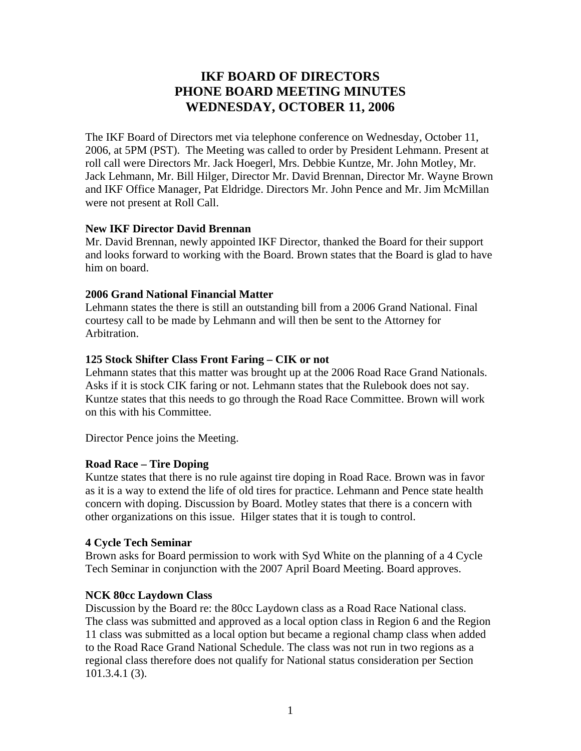# IKF BOARD OF DIRECTORS
# PHONE BOARD MEETING MINUTES
# WEDNESDAY, OCTOBER 11, 2006

The IKF Board of Directors met via telephone conference on Wednesday, October 11, 2006, at 5PM (PST). The Meeting was called to order by President Lehmann. Present at roll call were Directors Mr. Jack Hoegerl, Mrs. Debbie Kuntze, Mr. John Motley, Mr. Jack Lehmann, Mr. Bill Hilger, Director Mr. David Brennan, Director Mr. Wayne Brown and IKF Office Manager, Pat Eldridge. Directors Mr. John Pence and Mr. Jim McMillan were not present at Roll Call.

**New IKF Director David Brennan**

Mr. David Brennan, newly appointed IKF Director, thanked the Board for their support and looks forward to working with the Board. Brown states that the Board is glad to have him on board.

**2006 Grand National Financial Matter**

Lehmann states the there is still an outstanding bill from a 2006 Grand National. Final courtesy call to be made by Lehmann and will then be sent to the Attorney for Arbitration.

**125 Stock Shifter Class Front Faring – CIK or not**

Lehmann states that this matter was brought up at the 2006 Road Race Grand Nationals. Asks if it is stock CIK faring or not. Lehmann states that the Rulebook does not say. Kuntze states that this needs to go through the Road Race Committee. Brown will work on this with his Committee.

Director Pence joins the Meeting.

**Road Race – Tire Doping**

Kuntze states that there is no rule against tire doping in Road Race. Brown was in favor as it is a way to extend the life of old tires for practice. Lehmann and Pence state health concern with doping. Discussion by Board. Motley states that there is a concern with other organizations on this issue. Hilger states that it is tough to control.

**4 Cycle Tech Seminar**

Brown asks for Board permission to work with Syd White on the planning of a 4 Cycle Tech Seminar in conjunction with the 2007 April Board Meeting. Board approves.

**NCK 80cc Laydown Class**

Discussion by the Board re: the 80cc Laydown class as a Road Race National class. The class was submitted and approved as a local option class in Region 6 and the Region 11 class was submitted as a local option but became a regional champ class when added to the Road Race Grand National Schedule. The class was not run in two regions as a regional class therefore does not qualify for National status consideration per Section 101.3.4.1 (3).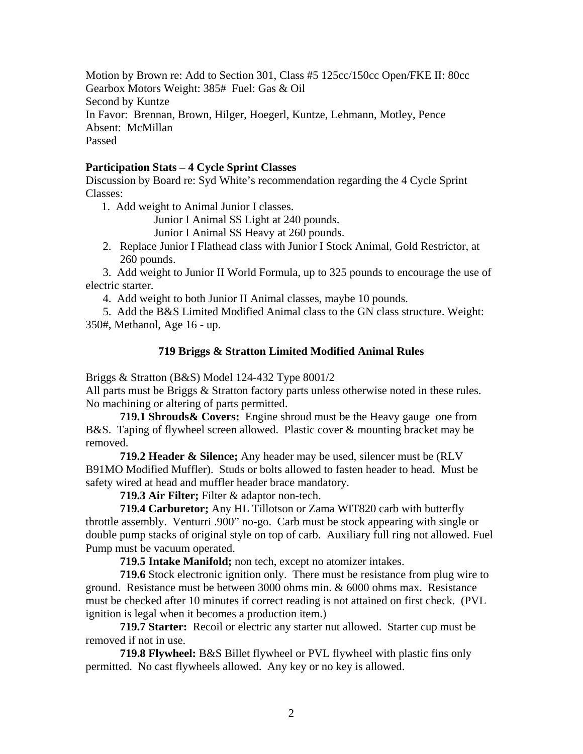Motion by Brown re: Add to Section 301, Class #5 125cc/150cc Open/FKE II: 80cc Gearbox Motors Weight: 385# Fuel: Gas & Oil
Second by Kuntze
In Favor: Brennan, Brown, Hilger, Hoegerl, Kuntze, Lehmann, Motley, Pence
Absent: McMillan
Passed

**Participation Stats – 4 Cycle Sprint Classes**

Discussion by Board re: Syd White's recommendation regarding the 4 Cycle Sprint Classes:

1. Add weight to Animal Junior I classes.
   Junior I Animal SS Light at 240 pounds.
   Junior I Animal SS Heavy at 260 pounds.
2. Replace Junior I Flathead class with Junior I Stock Animal, Gold Restrictor, at 260 pounds.
3. Add weight to Junior II World Formula, up to 325 pounds to encourage the use of electric starter.
4. Add weight to both Junior II Animal classes, maybe 10 pounds.
5. Add the B&S Limited Modified Animal class to the GN class structure. Weight: 350#, Methanol, Age 16 - up.

**719 Briggs & Stratton Limited Modified Animal Rules**

Briggs & Stratton (B&S) Model 124-432 Type 8001/2
All parts must be Briggs & Stratton factory parts unless otherwise noted in these rules. No machining or altering of parts permitted.

**719.1 Shrouds& Covers:** Engine shroud must be the Heavy gauge one from B&S. Taping of flywheel screen allowed. Plastic cover & mounting bracket may be removed.

**719.2 Header & Silence;** Any header may be used, silencer must be (RLV B91MO Modified Muffler). Studs or bolts allowed to fasten header to head. Must be safety wired at head and muffler header brace mandatory.

**719.3 Air Filter;** Filter & adaptor non-tech.

**719.4 Carburetor;** Any HL Tillotson or Zama WIT820 carb with butterfly throttle assembly. Venturri .900" no-go. Carb must be stock appearing with single or double pump stacks of original style on top of carb. Auxiliary full ring not allowed. Fuel Pump must be vacuum operated.

**719.5 Intake Manifold;** non tech, except no atomizer intakes.

**719.6** Stock electronic ignition only. There must be resistance from plug wire to ground. Resistance must be between 3000 ohms min. & 6000 ohms max. Resistance must be checked after 10 minutes if correct reading is not attained on first check. (PVL ignition is legal when it becomes a production item.)

**719.7 Starter:** Recoil or electric any starter nut allowed. Starter cup must be removed if not in use.

**719.8 Flywheel:** B&S Billet flywheel or PVL flywheel with plastic fins only permitted. No cast flywheels allowed. Any key or no key is allowed.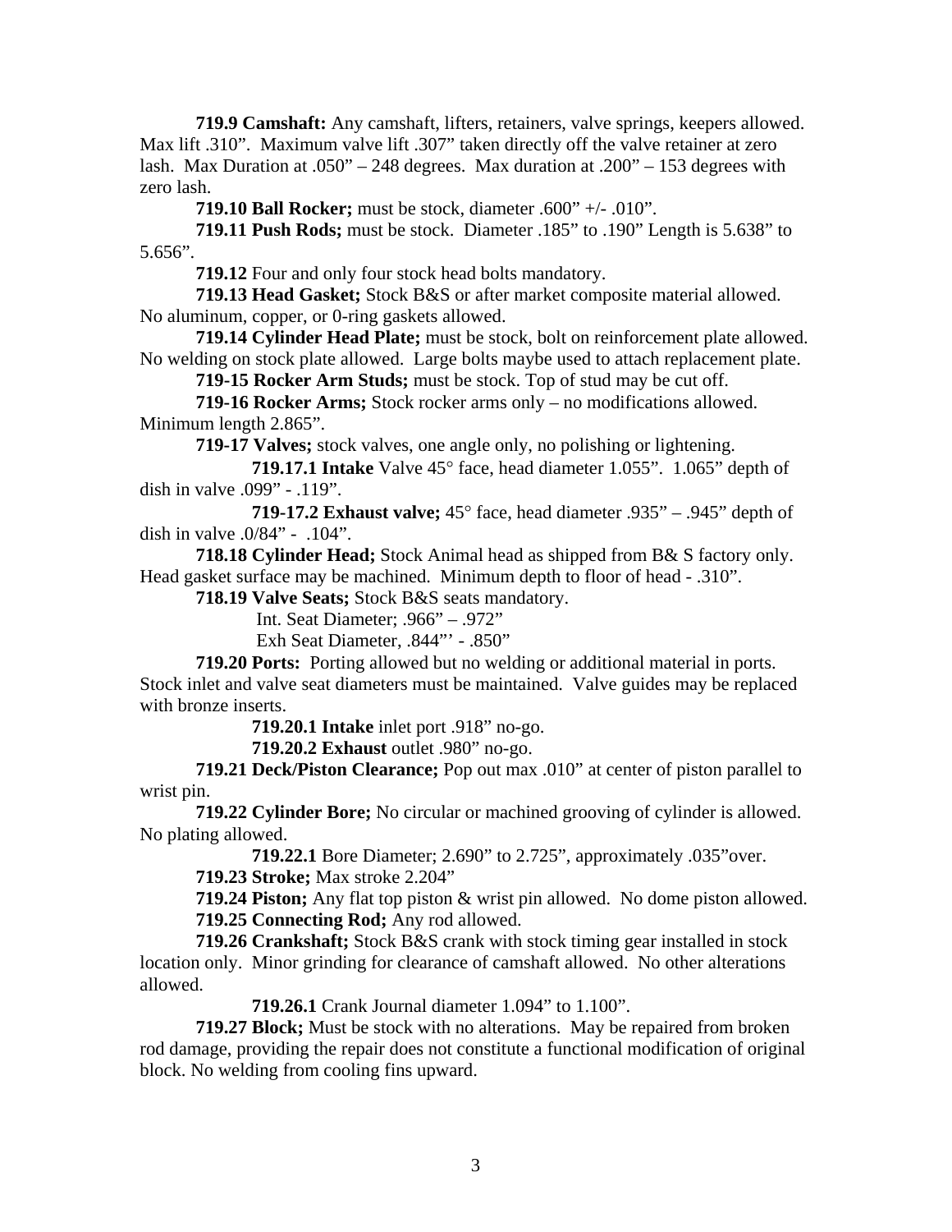**719.9 Camshaft:** Any camshaft, lifters, retainers, valve springs, keepers allowed. Max lift .310". Maximum valve lift .307" taken directly off the valve retainer at zero lash. Max Duration at .050" – 248 degrees. Max duration at .200" – 153 degrees with zero lash.

**719.10 Ball Rocker;** must be stock, diameter .600" +/- .010".

**719.11 Push Rods;** must be stock. Diameter .185" to .190" Length is 5.638" to 5.656".

**719.12** Four and only four stock head bolts mandatory.

**719.13 Head Gasket;** Stock B&S or after market composite material allowed. No aluminum, copper, or 0-ring gaskets allowed.

**719.14 Cylinder Head Plate;** must be stock, bolt on reinforcement plate allowed. No welding on stock plate allowed. Large bolts maybe used to attach replacement plate.

**719-15 Rocker Arm Studs;** must be stock. Top of stud may be cut off.

**719-16 Rocker Arms;** Stock rocker arms only – no modifications allowed. Minimum length 2.865".

**719-17 Valves;** stock valves, one angle only, no polishing or lightening.

**719.17.1 Intake** Valve 45° face, head diameter 1.055". 1.065" depth of dish in valve .099" - .119".

**719-17.2 Exhaust valve;** 45° face, head diameter .935" – .945" depth of dish in valve .0/84" - .104".

**718.18 Cylinder Head;** Stock Animal head as shipped from B& S factory only. Head gasket surface may be machined. Minimum depth to floor of head - .310".

**718.19 Valve Seats;** Stock B&S seats mandatory.

Int. Seat Diameter; .966" – .972"

Exh Seat Diameter, .844"' - .850"

**719.20 Ports:** Porting allowed but no welding or additional material in ports. Stock inlet and valve seat diameters must be maintained. Valve guides may be replaced with bronze inserts.

**719.20.1 Intake** inlet port .918" no-go.

**719.20.2 Exhaust** outlet .980" no-go.

**719.21 Deck/Piston Clearance;** Pop out max .010" at center of piston parallel to wrist pin.

**719.22 Cylinder Bore;** No circular or machined grooving of cylinder is allowed. No plating allowed.

**719.22.1** Bore Diameter; 2.690" to 2.725", approximately .035"over.

**719.23 Stroke;** Max stroke 2.204"

**719.24 Piston;** Any flat top piston & wrist pin allowed. No dome piston allowed.

**719.25 Connecting Rod;** Any rod allowed.

**719.26 Crankshaft;** Stock B&S crank with stock timing gear installed in stock location only. Minor grinding for clearance of camshaft allowed. No other alterations allowed.

**719.26.1** Crank Journal diameter 1.094" to 1.100".

**719.27 Block;** Must be stock with no alterations. May be repaired from broken rod damage, providing the repair does not constitute a functional modification of original block. No welding from cooling fins upward.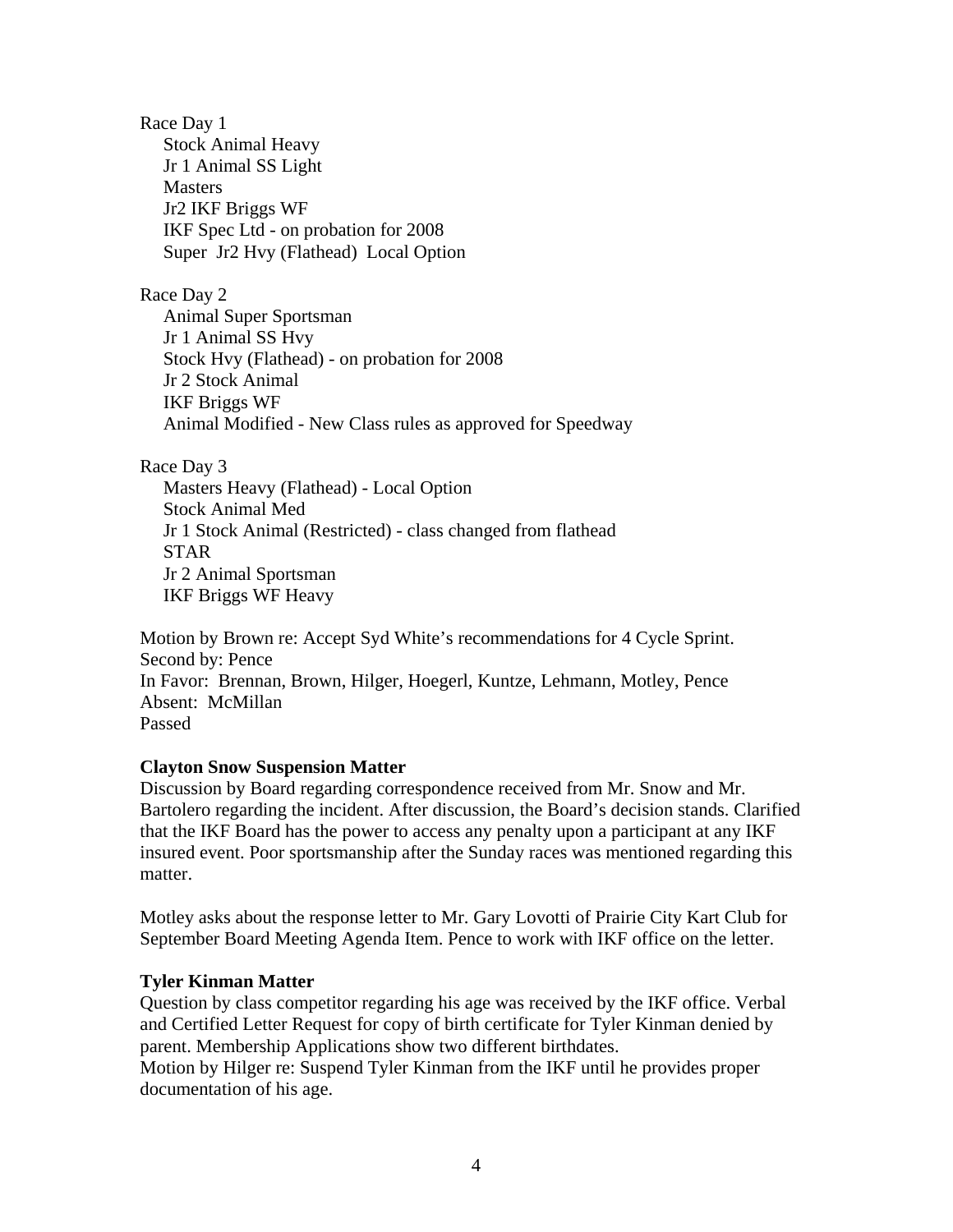Race Day 1

- Stock Animal Heavy
- Jr 1 Animal SS Light
- Masters
- Jr2 IKF Briggs WF
- IKF Spec Ltd - on probation for 2008
- Super Jr2 Hvy (Flathead) Local Option

Race Day 2

- Animal Super Sportsman
- Jr 1 Animal SS Hvy
- Stock Hvy (Flathead) - on probation for 2008
- Jr 2 Stock Animal
- IKF Briggs WF
- Animal Modified - New Class rules as approved for Speedway

Race Day 3

- Masters Heavy (Flathead) - Local Option
- Stock Animal Med
- Jr 1 Stock Animal (Restricted) - class changed from flathead
- STAR
- Jr 2 Animal Sportsman
- IKF Briggs WF Heavy

Motion by Brown re: Accept Syd White's recommendations for 4 Cycle Sprint.
Second by: Pence
In Favor: Brennan, Brown, Hilger, Hoegerl, Kuntze, Lehmann, Motley, Pence
Absent: McMillan
Passed

**Clayton Snow Suspension Matter**
Discussion by Board regarding correspondence received from Mr. Snow and Mr. Bartolero regarding the incident. After discussion, the Board's decision stands. Clarified that the IKF Board has the power to access any penalty upon a participant at any IKF insured event. Poor sportsmanship after the Sunday races was mentioned regarding this matter.

Motley asks about the response letter to Mr. Gary Lovotti of Prairie City Kart Club for September Board Meeting Agenda Item. Pence to work with IKF office on the letter.

**Tyler Kinman Matter**
Question by class competitor regarding his age was received by the IKF office. Verbal and Certified Letter Request for copy of birth certificate for Tyler Kinman denied by parent. Membership Applications show two different birthdates.
Motion by Hilger re: Suspend Tyler Kinman from the IKF until he provides proper documentation of his age.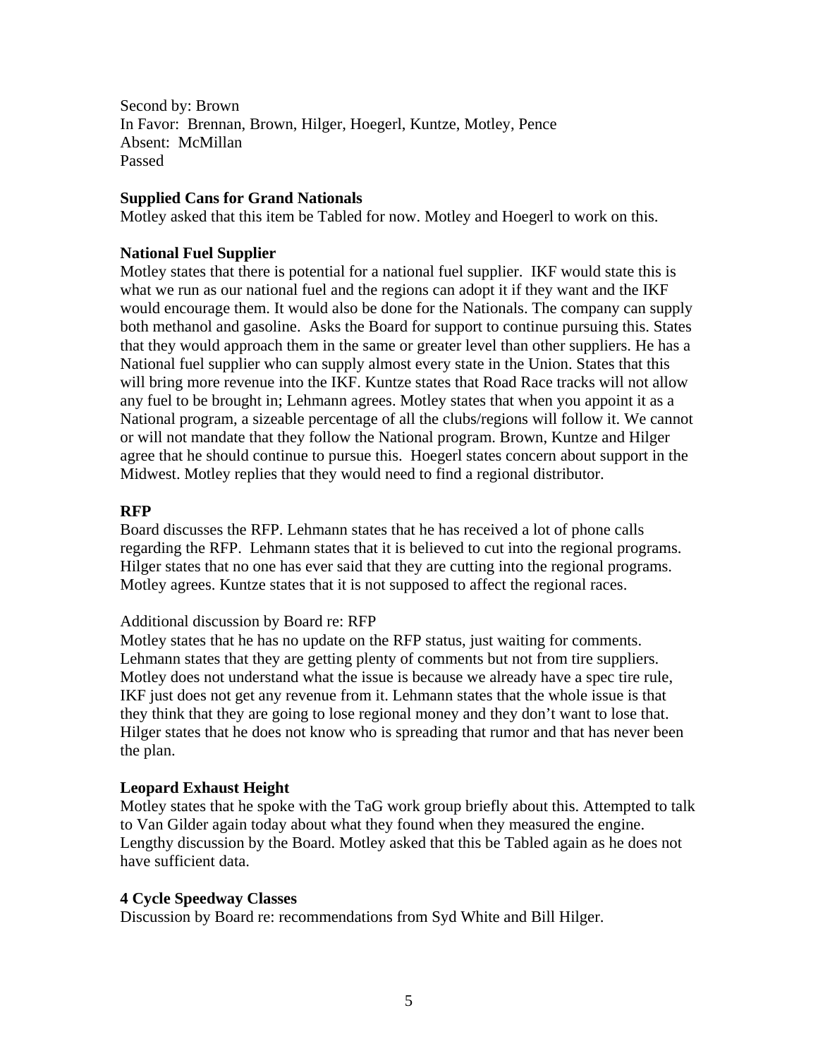Second by: Brown
In Favor: Brennan, Brown, Hilger, Hoegerl, Kuntze, Motley, Pence
Absent: McMillan
Passed

**Supplied Cans for Grand Nationals**
Motley asked that this item be Tabled for now. Motley and Hoegerl to work on this.

**National Fuel Supplier**
Motley states that there is potential for a national fuel supplier. IKF would state this is what we run as our national fuel and the regions can adopt it if they want and the IKF would encourage them. It would also be done for the Nationals. The company can supply both methanol and gasoline. Asks the Board for support to continue pursuing this. States that they would approach them in the same or greater level than other suppliers. He has a National fuel supplier who can supply almost every state in the Union. States that this will bring more revenue into the IKF. Kuntze states that Road Race tracks will not allow any fuel to be brought in; Lehmann agrees. Motley states that when you appoint it as a National program, a sizeable percentage of all the clubs/regions will follow it. We cannot or will not mandate that they follow the National program. Brown, Kuntze and Hilger agree that he should continue to pursue this. Hoegerl states concern about support in the Midwest. Motley replies that they would need to find a regional distributor.

**RFP**
Board discusses the RFP. Lehmann states that he has received a lot of phone calls regarding the RFP. Lehmann states that it is believed to cut into the regional programs. Hilger states that no one has ever said that they are cutting into the regional programs. Motley agrees. Kuntze states that it is not supposed to affect the regional races.

Additional discussion by Board re: RFP
Motley states that he has no update on the RFP status, just waiting for comments. Lehmann states that they are getting plenty of comments but not from tire suppliers. Motley does not understand what the issue is because we already have a spec tire rule, IKF just does not get any revenue from it. Lehmann states that the whole issue is that they think that they are going to lose regional money and they don't want to lose that. Hilger states that he does not know who is spreading that rumor and that has never been the plan.

**Leopard Exhaust Height**
Motley states that he spoke with the TaG work group briefly about this. Attempted to talk to Van Gilder again today about what they found when they measured the engine. Lengthy discussion by the Board. Motley asked that this be Tabled again as he does not have sufficient data.

**4 Cycle Speedway Classes**
Discussion by Board re: recommendations from Syd White and Bill Hilger.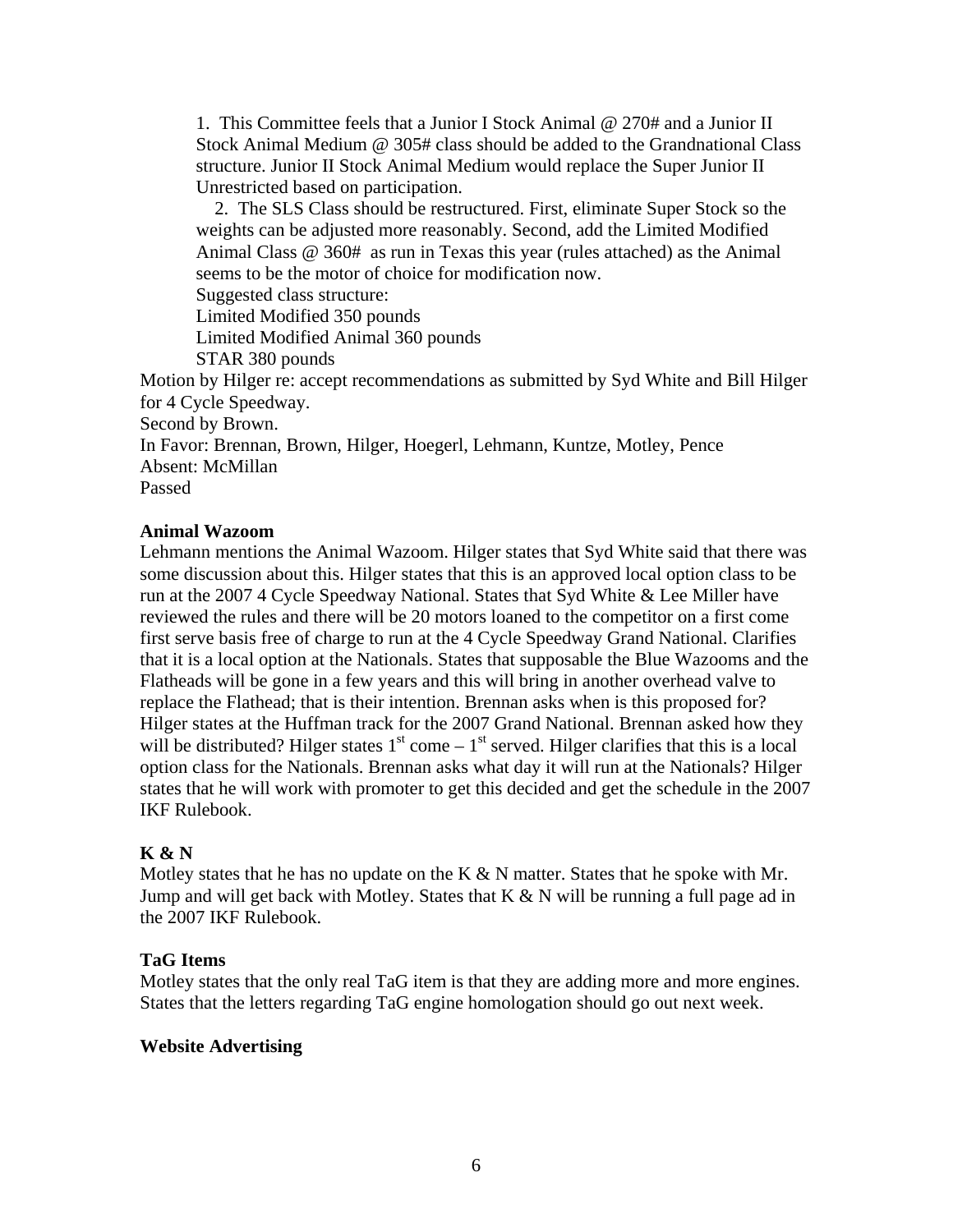1. This Committee feels that a Junior I Stock Animal @ 270# and a Junior II Stock Animal Medium @ 305# class should be added to the Grandnational Class structure. Junior II Stock Animal Medium would replace the Super Junior II Unrestricted based on participation.

2. The SLS Class should be restructured. First, eliminate Super Stock so the weights can be adjusted more reasonably. Second, add the Limited Modified Animal Class @ 360# as run in Texas this year (rules attached) as the Animal seems to be the motor of choice for modification now.

Suggested class structure:
Limited Modified 350 pounds
Limited Modified Animal 360 pounds
STAR 380 pounds

Motion by Hilger re: accept recommendations as submitted by Syd White and Bill Hilger for 4 Cycle Speedway.
Second by Brown.
In Favor: Brennan, Brown, Hilger, Hoegerl, Lehmann, Kuntze, Motley, Pence
Absent: McMillan
Passed

**Animal Wazoom**

Lehmann mentions the Animal Wazoom. Hilger states that Syd White said that there was some discussion about this. Hilger states that this is an approved local option class to be run at the 2007 4 Cycle Speedway National. States that Syd White & Lee Miller have reviewed the rules and there will be 20 motors loaned to the competitor on a first come first serve basis free of charge to run at the 4 Cycle Speedway Grand National. Clarifies that it is a local option at the Nationals. States that supposable the Blue Wazooms and the Flatheads will be gone in a few years and this will bring in another overhead valve to replace the Flathead; that is their intention. Brennan asks when is this proposed for? Hilger states at the Huffman track for the 2007 Grand National. Brennan asked how they will be distributed? Hilger states 1st come – 1st served. Hilger clarifies that this is a local option class for the Nationals. Brennan asks what day it will run at the Nationals? Hilger states that he will work with promoter to get this decided and get the schedule in the 2007 IKF Rulebook.

**K & N**

Motley states that he has no update on the K & N matter. States that he spoke with Mr. Jump and will get back with Motley. States that K & N will be running a full page ad in the 2007 IKF Rulebook.

**TaG Items**

Motley states that the only real TaG item is that they are adding more and more engines. States that the letters regarding TaG engine homologation should go out next week.

**Website Advertising**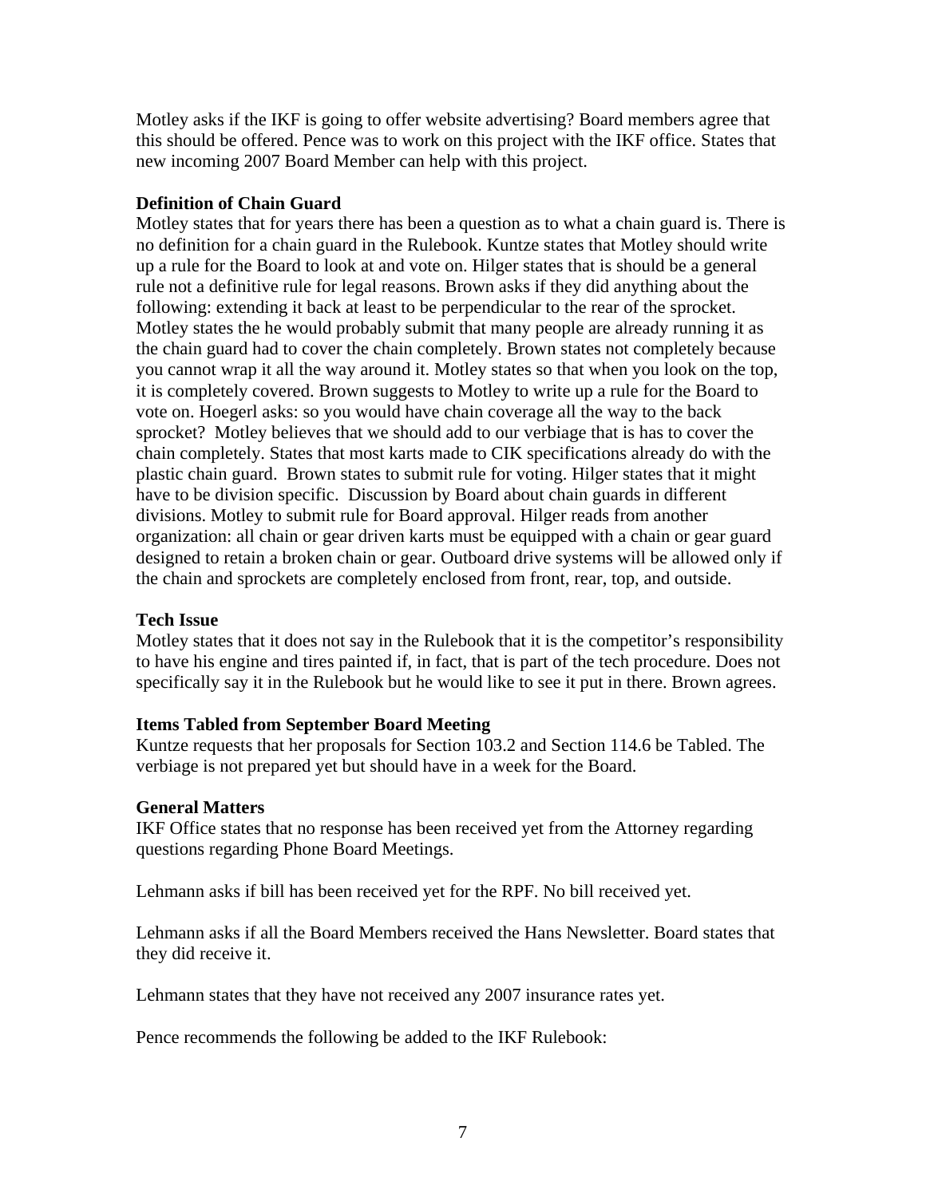Motley asks if the IKF is going to offer website advertising? Board members agree that this should be offered. Pence was to work on this project with the IKF office. States that new incoming 2007 Board Member can help with this project.

**Definition of Chain Guard**

Motley states that for years there has been a question as to what a chain guard is. There is no definition for a chain guard in the Rulebook. Kuntze states that Motley should write up a rule for the Board to look at and vote on. Hilger states that is should be a general rule not a definitive rule for legal reasons. Brown asks if they did anything about the following: extending it back at least to be perpendicular to the rear of the sprocket. Motley states the he would probably submit that many people are already running it as the chain guard had to cover the chain completely. Brown states not completely because you cannot wrap it all the way around it. Motley states so that when you look on the top, it is completely covered. Brown suggests to Motley to write up a rule for the Board to vote on. Hoegerl asks: so you would have chain coverage all the way to the back sprocket? Motley believes that we should add to our verbiage that is has to cover the chain completely. States that most karts made to CIK specifications already do with the plastic chain guard. Brown states to submit rule for voting. Hilger states that it might have to be division specific. Discussion by Board about chain guards in different divisions. Motley to submit rule for Board approval. Hilger reads from another organization: all chain or gear driven karts must be equipped with a chain or gear guard designed to retain a broken chain or gear. Outboard drive systems will be allowed only if the chain and sprockets are completely enclosed from front, rear, top, and outside.

**Tech Issue**

Motley states that it does not say in the Rulebook that it is the competitor's responsibility to have his engine and tires painted if, in fact, that is part of the tech procedure. Does not specifically say it in the Rulebook but he would like to see it put in there. Brown agrees.

**Items Tabled from September Board Meeting**

Kuntze requests that her proposals for Section 103.2 and Section 114.6 be Tabled. The verbiage is not prepared yet but should have in a week for the Board.

**General Matters**

IKF Office states that no response has been received yet from the Attorney regarding questions regarding Phone Board Meetings.

Lehmann asks if bill has been received yet for the RPF. No bill received yet.

Lehmann asks if all the Board Members received the Hans Newsletter. Board states that they did receive it.

Lehmann states that they have not received any 2007 insurance rates yet.

Pence recommends the following be added to the IKF Rulebook: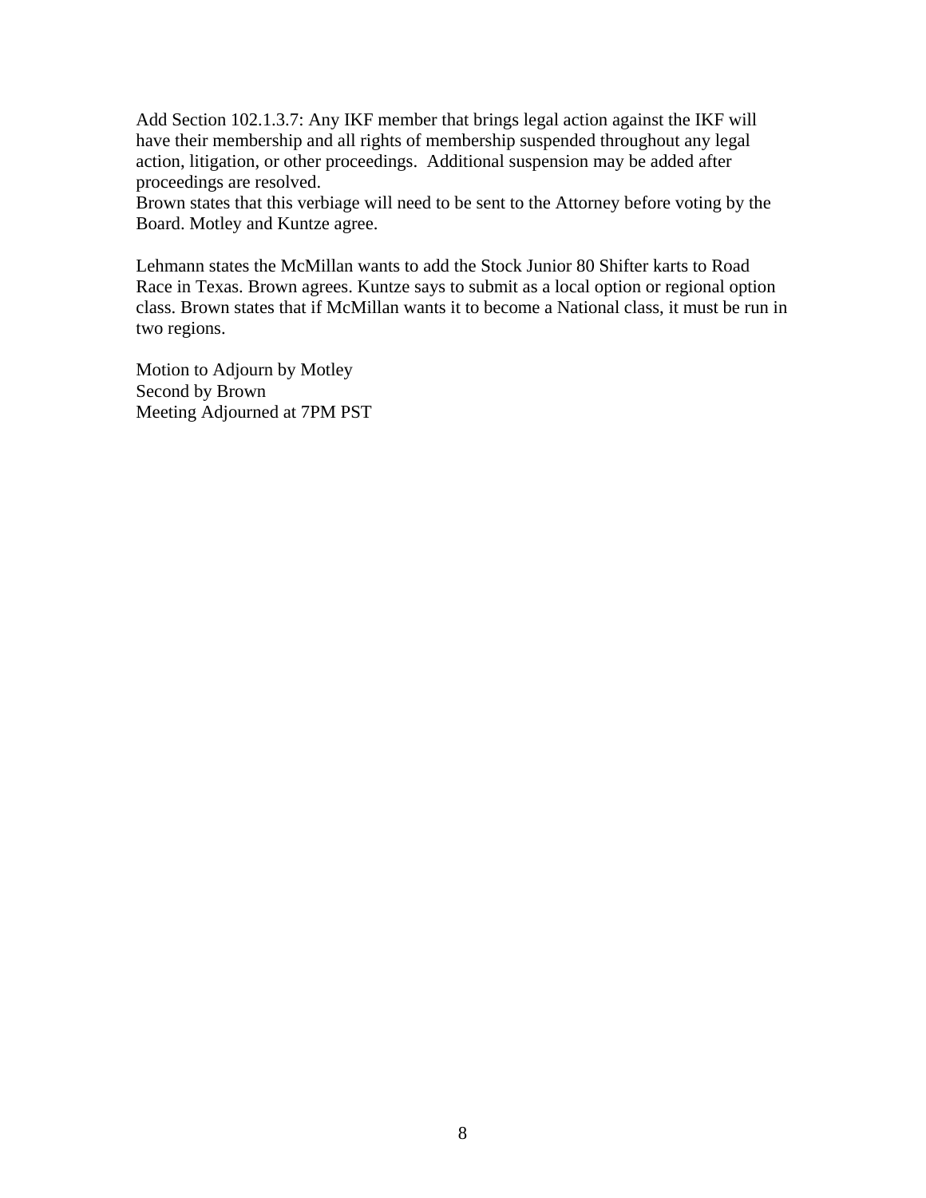Add Section 102.1.3.7: Any IKF member that brings legal action against the IKF will have their membership and all rights of membership suspended throughout any legal action, litigation, or other proceedings. Additional suspension may be added after proceedings are resolved.
Brown states that this verbiage will need to be sent to the Attorney before voting by the Board. Motley and Kuntze agree.

Lehmann states the McMillan wants to add the Stock Junior 80 Shifter karts to Road Race in Texas. Brown agrees. Kuntze says to submit as a local option or regional option class. Brown states that if McMillan wants it to become a National class, it must be run in two regions.

Motion to Adjourn by Motley
Second by Brown
Meeting Adjourned at 7PM PST